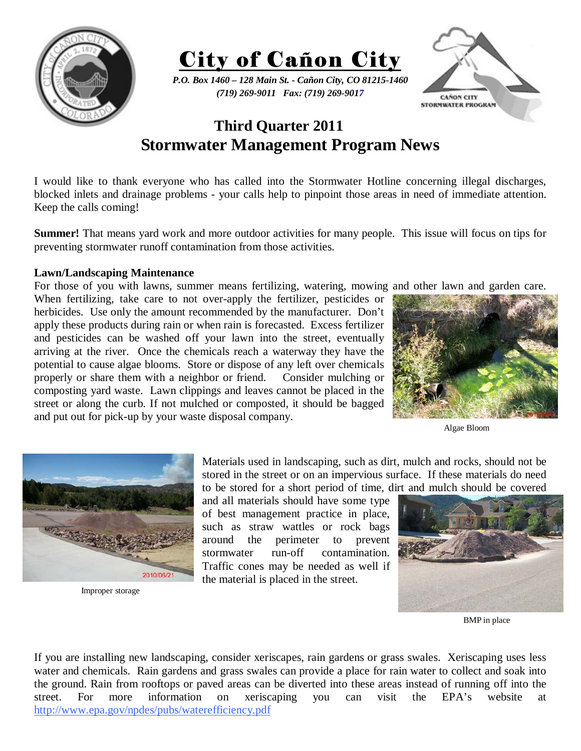# City of Cañon City

*P.O. Box 1460 – 128 Main St. - Cañon City, CO 81215-1460*
*(719) 269-9011 Fax: (719) 269-9017*

## Third Quarter 2011
## Stormwater Management Program News

I would like to thank everyone who has called into the Stormwater Hotline concerning illegal discharges, blocked inlets and drainage problems - your calls help to pinpoint those areas in need of immediate attention. Keep the calls coming!

**Summer!** That means yard work and more outdoor activities for many people. This issue will focus on tips for preventing stormwater runoff contamination from those activities.

### Lawn/Landscaping Maintenance

For those of you with lawns, summer means fertilizing, watering, mowing and other lawn and garden care. When fertilizing, take care to not over-apply the fertilizer, pesticides or herbicides. Use only the amount recommended by the manufacturer. Don't apply these products during rain or when rain is forecasted. Excess fertilizer and pesticides can be washed off your lawn into the street, eventually arriving at the river. Once the chemicals reach a waterway they have the potential to cause algae blooms. Store or dispose of any left over chemicals properly or share them with a neighbor or friend. Consider mulching or composting yard waste. Lawn clippings and leaves cannot be placed in the street or along the curb. If not mulched or composted, it should be bagged and put out for pick-up by your waste disposal company.

Algae Bloom

Materials used in landscaping, such as dirt, mulch and rocks, should not be stored in the street or on an impervious surface. If these materials do need to be stored for a short period of time, dirt and mulch should be covered and all materials should have some type of best management practice in place, such as straw wattles or rock bags around the perimeter to prevent stormwater run-off contamination. Traffic cones may be needed as well if the material is placed in the street.

Improper storage

BMP in place

If you are installing new landscaping, consider xeriscapes, rain gardens or grass swales. Xeriscaping uses less water and chemicals. Rain gardens and grass swales can provide a place for rain water to collect and soak into the ground. Rain from rooftops or paved areas can be diverted into these areas instead of running off into the street. For more information on xeriscaping you can visit the EPA's website at http://www.epa.gov/npdes/pubs/waterefficiency.pdf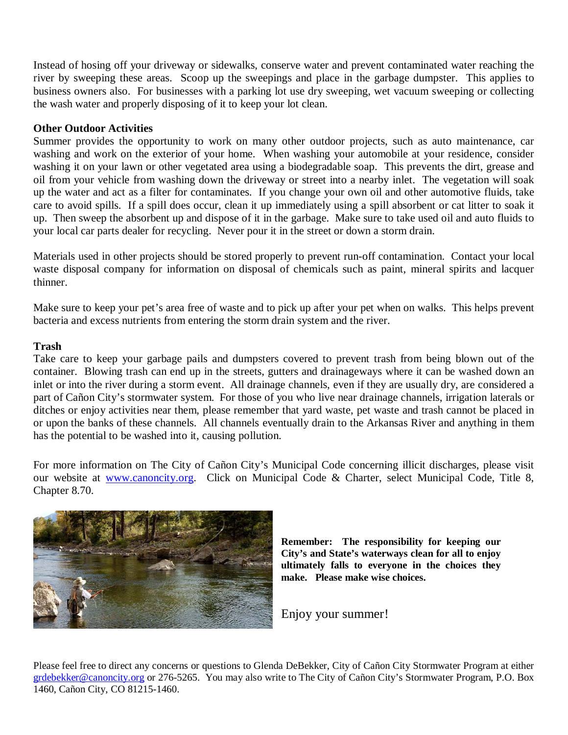Instead of hosing off your driveway or sidewalks, conserve water and prevent contaminated water reaching the river by sweeping these areas. Scoop up the sweepings and place in the garbage dumpster. This applies to business owners also. For businesses with a parking lot use dry sweeping, wet vacuum sweeping or collecting the wash water and properly disposing of it to keep your lot clean.

**Other Outdoor Activities**

Summer provides the opportunity to work on many other outdoor projects, such as auto maintenance, car washing and work on the exterior of your home. When washing your automobile at your residence, consider washing it on your lawn or other vegetated area using a biodegradable soap. This prevents the dirt, grease and oil from your vehicle from washing down the driveway or street into a nearby inlet. The vegetation will soak up the water and act as a filter for contaminates. If you change your own oil and other automotive fluids, take care to avoid spills. If a spill does occur, clean it up immediately using a spill absorbent or cat litter to soak it up. Then sweep the absorbent up and dispose of it in the garbage. Make sure to take used oil and auto fluids to your local car parts dealer for recycling. Never pour it in the street or down a storm drain.

Materials used in other projects should be stored properly to prevent run-off contamination. Contact your local waste disposal company for information on disposal of chemicals such as paint, mineral spirits and lacquer thinner.

Make sure to keep your pet's area free of waste and to pick up after your pet when on walks. This helps prevent bacteria and excess nutrients from entering the storm drain system and the river.

**Trash**

Take care to keep your garbage pails and dumpsters covered to prevent trash from being blown out of the container. Blowing trash can end up in the streets, gutters and drainageways where it can be washed down an inlet or into the river during a storm event. All drainage channels, even if they are usually dry, are considered a part of Cañon City's stormwater system. For those of you who live near drainage channels, irrigation laterals or ditches or enjoy activities near them, please remember that yard waste, pet waste and trash cannot be placed in or upon the banks of these channels. All channels eventually drain to the Arkansas River and anything in them has the potential to be washed into it, causing pollution.

For more information on The City of Cañon City's Municipal Code concerning illicit discharges, please visit our website at www.canoncity.org. Click on Municipal Code & Charter, select Municipal Code, Title 8, Chapter 8.70.

**Remember: The responsibility for keeping our City's and State's waterways clean for all to enjoy ultimately falls to everyone in the choices they make. Please make wise choices.**

Enjoy your summer!

Please feel free to direct any concerns or questions to Glenda DeBekker, City of Cañon City Stormwater Program at either grdebekker@canoncity.org or 276-5265. You may also write to The City of Cañon City's Stormwater Program, P.O. Box 1460, Cañon City, CO 81215-1460.